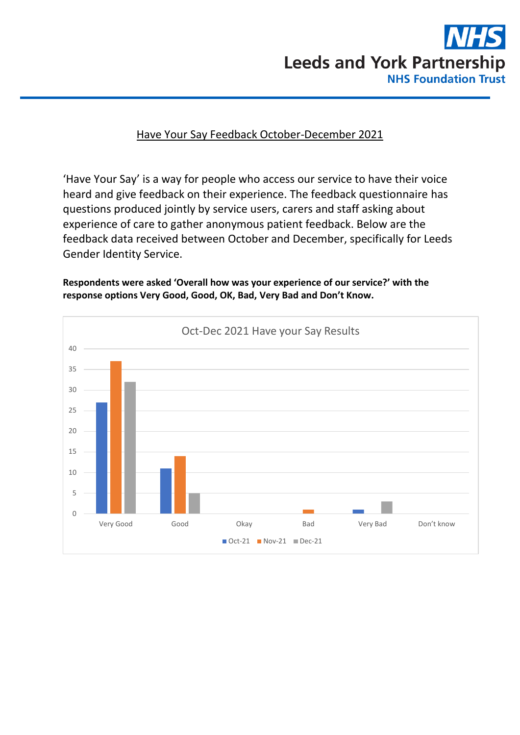Leeds and York Partnership NHS Foundation Trust

## Have Your Say Feedback October-December 2021

'Have Your Say' is a way for people who access our service to have their voice heard and give feedback on their experience. The feedback questionnaire has questions produced jointly by service users, carers and staff asking about experience of care to gather anonymous patient feedback. Below are the feedback data received between October and December, specifically for Leeds Gender Identity Service.

**Respondents were asked 'Overall how was your experience of our service?' with the response options Very Good, Good, OK, Bad, Very Bad and Don't Know.**

Oct-Dec 2021 Have your Say Results

| | Oct-21 | Nov-21 | Dec-21 |
|---|---|---|---|
| Very Good | 27 | 37 | 32 |
| Good | 11 | 14 | 5 |
| Okay | 0 | 0 | 0 |
| Bad | 0 | 1 | 0 |
| Very Bad | 1 | 0 | 3 |
| Don't know | 0 | 0 | 0 |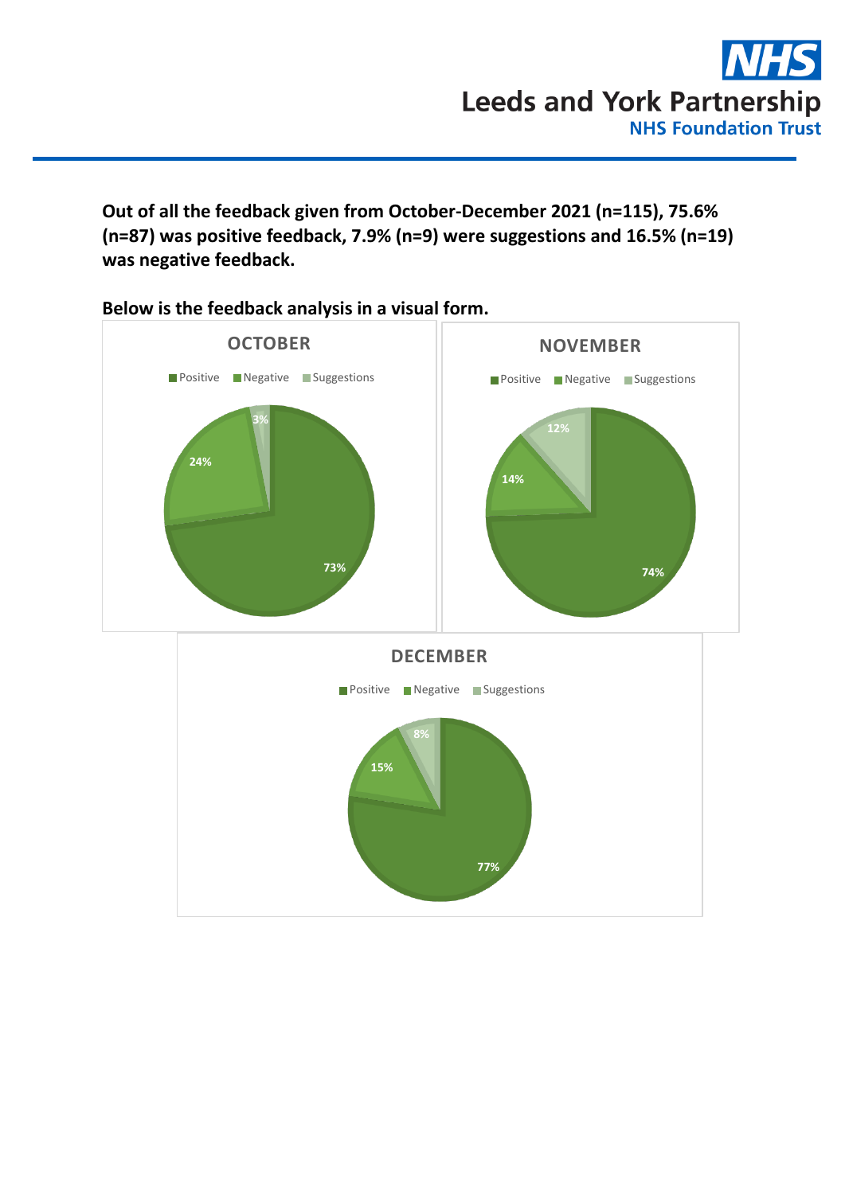**Out of all the feedback given from October-December 2021 (n=115), 75.6% (n=87) was positive feedback, 7.9% (n=9) were suggestions and 16.5% (n=19) was negative feedback.**

**Below is the feedback analysis in a visual form.**

OCTOBER

Positive Negative Suggestions

73% 24% 3%

NOVEMBER

Positive Negative Suggestions

74% 14% 12%

DECEMBER

Positive Negative Suggestions

77% 15% 8%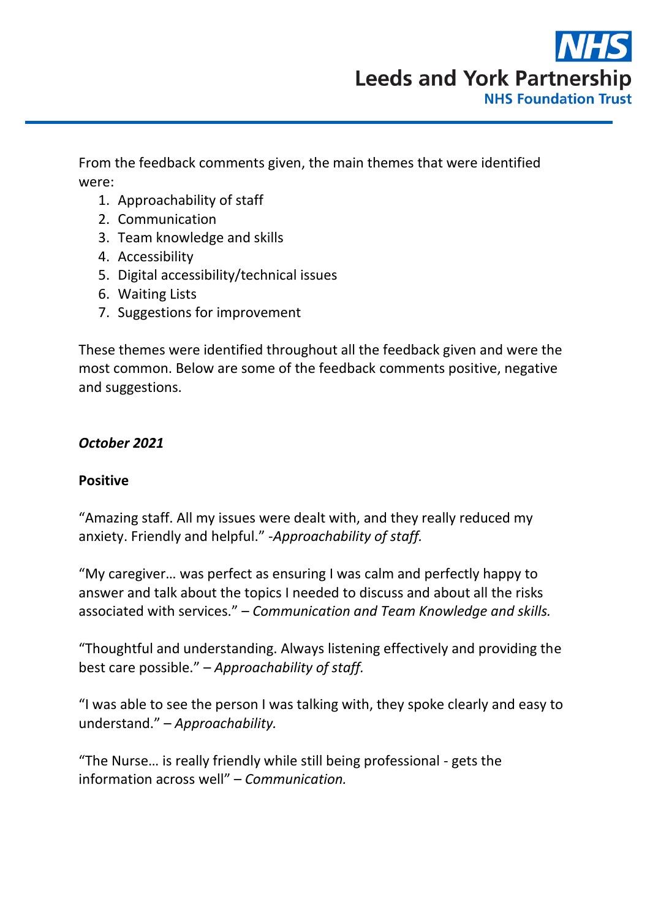From the feedback comments given, the main themes that were identified were:

1. Approachability of staff
2. Communication
3. Team knowledge and skills
4. Accessibility
5. Digital accessibility/technical issues
6. Waiting Lists
7. Suggestions for improvement

These themes were identified throughout all the feedback given and were the most common. Below are some of the feedback comments positive, negative and suggestions.

***October 2021***

**Positive**

"Amazing staff. All my issues were dealt with, and they really reduced my anxiety. Friendly and helpful." -*Approachability of staff.*

"My caregiver… was perfect as ensuring I was calm and perfectly happy to answer and talk about the topics I needed to discuss and about all the risks associated with services." – *Communication and Team Knowledge and skills.*

"Thoughtful and understanding. Always listening effectively and providing the best care possible." – *Approachability of staff.*

"I was able to see the person I was talking with, they spoke clearly and easy to understand." – *Approachability.*

"The Nurse… is really friendly while still being professional - gets the information across well" – *Communication.*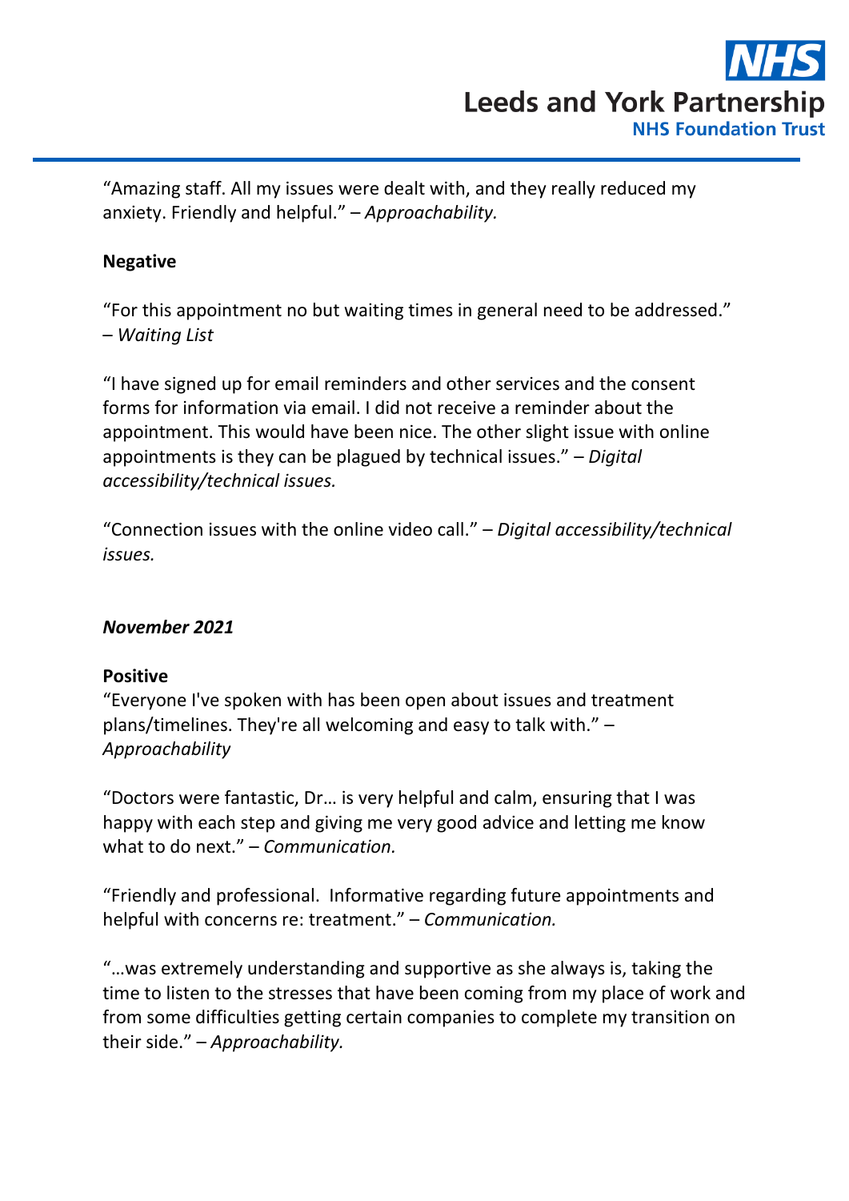"Amazing staff. All my issues were dealt with, and they really reduced my anxiety. Friendly and helpful." – *Approachability.*

**Negative**

"For this appointment no but waiting times in general need to be addressed." – *Waiting List*

"I have signed up for email reminders and other services and the consent forms for information via email. I did not receive a reminder about the appointment. This would have been nice. The other slight issue with online appointments is they can be plagued by technical issues." – *Digital accessibility/technical issues.*

"Connection issues with the online video call." – *Digital accessibility/technical issues.*

***November 2021***

**Positive**

"Everyone I've spoken with has been open about issues and treatment plans/timelines. They're all welcoming and easy to talk with." – *Approachability*

"Doctors were fantastic, Dr… is very helpful and calm, ensuring that I was happy with each step and giving me very good advice and letting me know what to do next." – *Communication.*

"Friendly and professional. Informative regarding future appointments and helpful with concerns re: treatment." – *Communication.*

"…was extremely understanding and supportive as she always is, taking the time to listen to the stresses that have been coming from my place of work and from some difficulties getting certain companies to complete my transition on their side." – *Approachability.*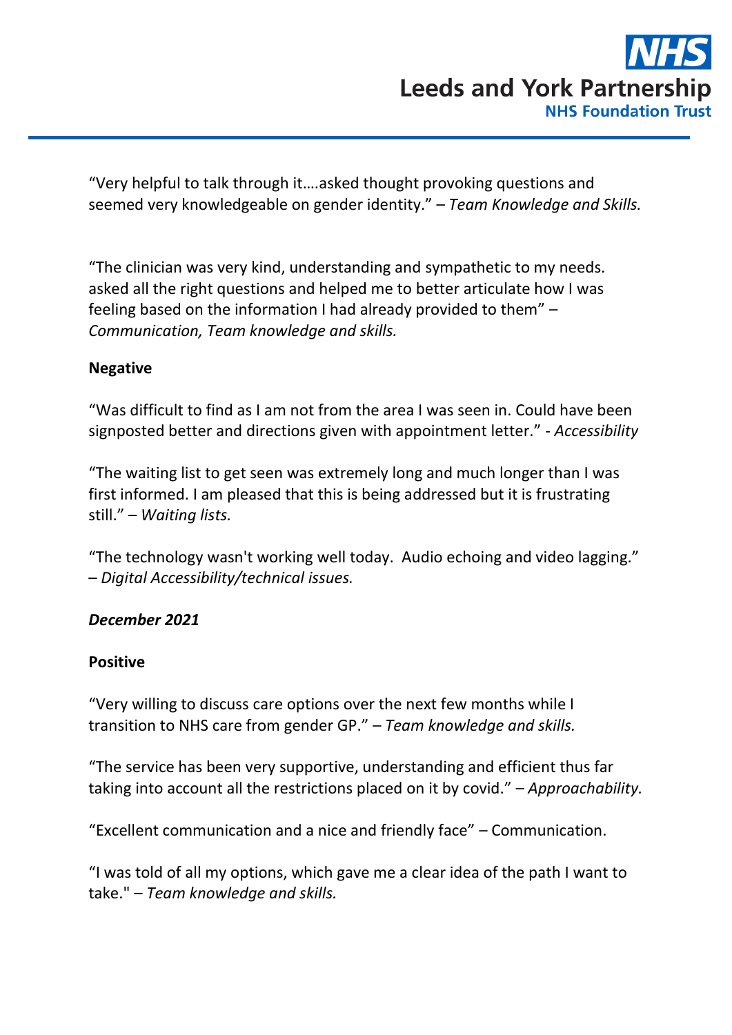"Very helpful to talk through it….asked thought provoking questions and seemed very knowledgeable on gender identity." – *Team Knowledge and Skills.*

"The clinician was very kind, understanding and sympathetic to my needs. asked all the right questions and helped me to better articulate how I was feeling based on the information I had already provided to them" – *Communication, Team knowledge and skills.*

**Negative**

"Was difficult to find as I am not from the area I was seen in. Could have been signposted better and directions given with appointment letter." - *Accessibility*

"The waiting list to get seen was extremely long and much longer than I was first informed. I am pleased that this is being addressed but it is frustrating still." – *Waiting lists.*

"The technology wasn't working well today. Audio echoing and video lagging." – *Digital Accessibility/technical issues.*

***December 2021***

**Positive**

"Very willing to discuss care options over the next few months while I transition to NHS care from gender GP." – *Team knowledge and skills.*

"The service has been very supportive, understanding and efficient thus far taking into account all the restrictions placed on it by covid." – *Approachability.*

"Excellent communication and a nice and friendly face" – Communication.

"I was told of all my options, which gave me a clear idea of the path I want to take." – *Team knowledge and skills.*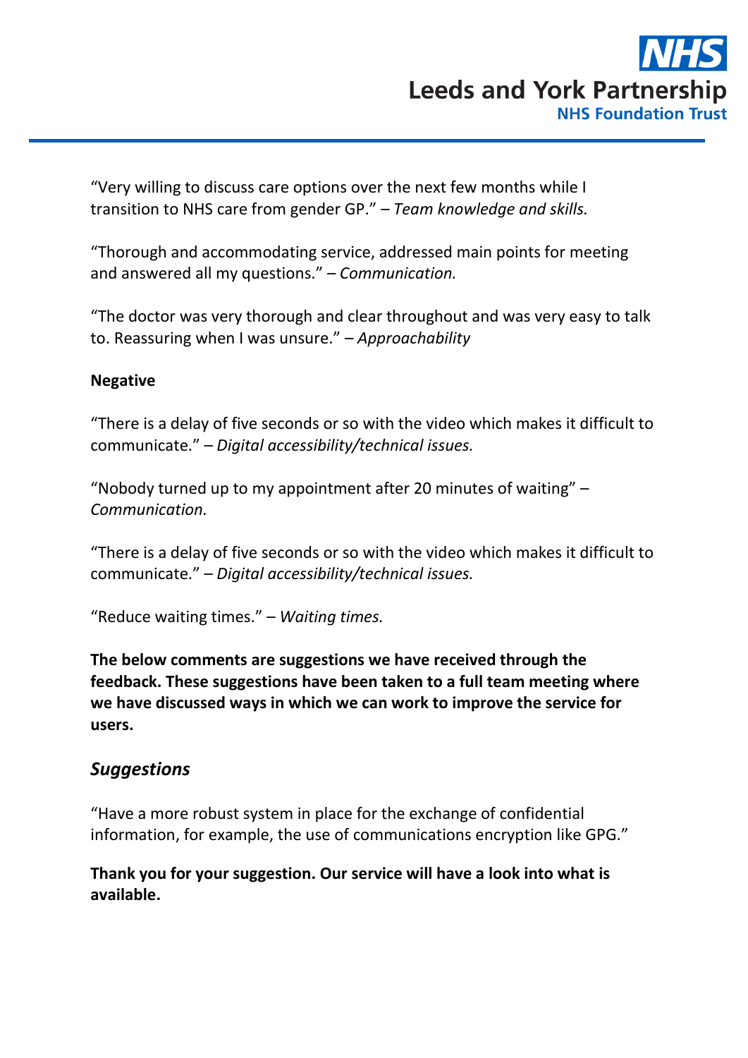"Very willing to discuss care options over the next few months while I transition to NHS care from gender GP." – *Team knowledge and skills.*

"Thorough and accommodating service, addressed main points for meeting and answered all my questions." – *Communication.*

"The doctor was very thorough and clear throughout and was very easy to talk to. Reassuring when I was unsure." – *Approachability*

**Negative**

"There is a delay of five seconds or so with the video which makes it difficult to communicate." – *Digital accessibility/technical issues.*

"Nobody turned up to my appointment after 20 minutes of waiting" – *Communication.*

"There is a delay of five seconds or so with the video which makes it difficult to communicate." – *Digital accessibility/technical issues.*

"Reduce waiting times." – *Waiting times.*

**The below comments are suggestions we have received through the feedback. These suggestions have been taken to a full team meeting where we have discussed ways in which we can work to improve the service for users.**

## *Suggestions*

"Have a more robust system in place for the exchange of confidential information, for example, the use of communications encryption like GPG."

**Thank you for your suggestion. Our service will have a look into what is available.**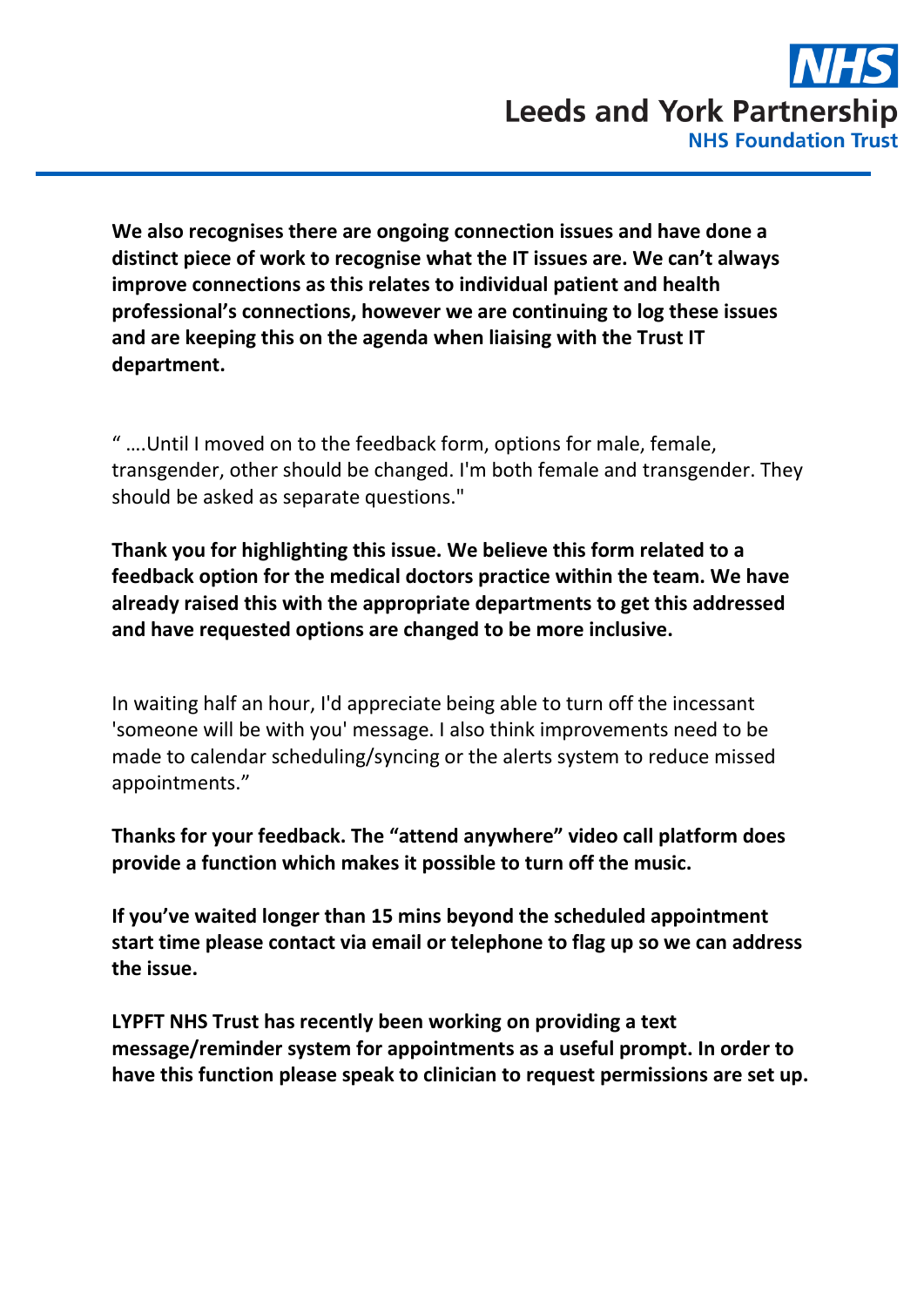**We also recognises there are ongoing connection issues and have done a distinct piece of work to recognise what the IT issues are. We can't always improve connections as this relates to individual patient and health professional's connections, however we are continuing to log these issues and are keeping this on the agenda when liaising with the Trust IT department.**

" ….Until I moved on to the feedback form, options for male, female, transgender, other should be changed. I'm both female and transgender. They should be asked as separate questions."

**Thank you for highlighting this issue. We believe this form related to a feedback option for the medical doctors practice within the team. We have already raised this with the appropriate departments to get this addressed and have requested options are changed to be more inclusive.**

In waiting half an hour, I'd appreciate being able to turn off the incessant 'someone will be with you' message. I also think improvements need to be made to calendar scheduling/syncing or the alerts system to reduce missed appointments."

**Thanks for your feedback. The "attend anywhere" video call platform does provide a function which makes it possible to turn off the music.**

**If you've waited longer than 15 mins beyond the scheduled appointment start time please contact via email or telephone to flag up so we can address the issue.**

**LYPFT NHS Trust has recently been working on providing a text message/reminder system for appointments as a useful prompt. In order to have this function please speak to clinician to request permissions are set up.**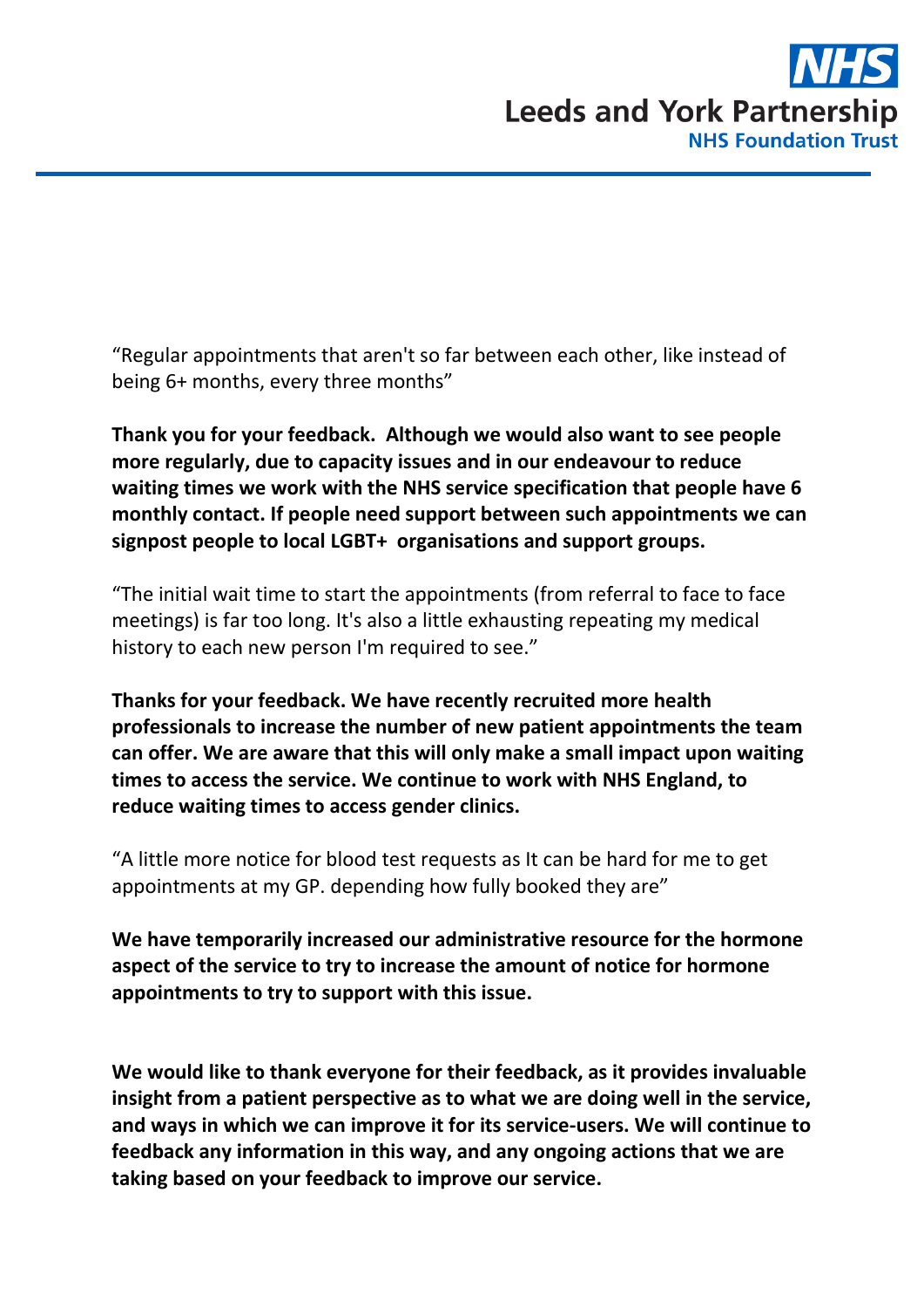"Regular appointments that aren't so far between each other, like instead of being 6+ months, every three months"

**Thank you for your feedback. Although we would also want to see people more regularly, due to capacity issues and in our endeavour to reduce waiting times we work with the NHS service specification that people have 6 monthly contact. If people need support between such appointments we can signpost people to local LGBT+ organisations and support groups.**

"The initial wait time to start the appointments (from referral to face to face meetings) is far too long. It's also a little exhausting repeating my medical history to each new person I'm required to see."

**Thanks for your feedback. We have recently recruited more health professionals to increase the number of new patient appointments the team can offer. We are aware that this will only make a small impact upon waiting times to access the service. We continue to work with NHS England, to reduce waiting times to access gender clinics.**

"A little more notice for blood test requests as It can be hard for me to get appointments at my GP. depending how fully booked they are"

**We have temporarily increased our administrative resource for the hormone aspect of the service to try to increase the amount of notice for hormone appointments to try to support with this issue.**

**We would like to thank everyone for their feedback, as it provides invaluable insight from a patient perspective as to what we are doing well in the service, and ways in which we can improve it for its service-users. We will continue to feedback any information in this way, and any ongoing actions that we are taking based on your feedback to improve our service.**